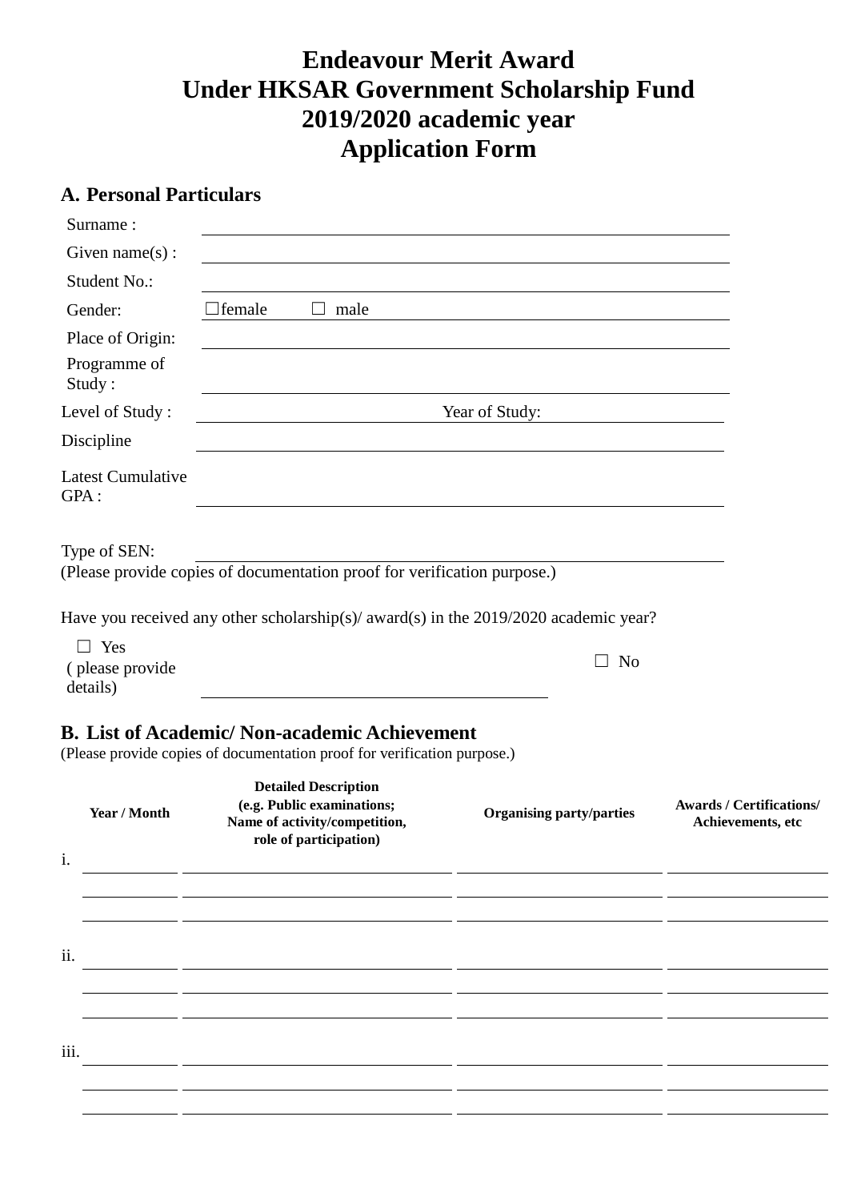# Endeavour Merit Award
# Under HKSAR Government Scholarship Fund
# 2019/2020 academic year
# Application Form

## A. Personal Particulars

Surname : ______________________________

Given name(s) : ______________________________

Student No.: ______________________________

Gender: ☐female ☐ male

Place of Origin: ______________________________

Programme of Study : ______________________________

Level of Study : ______________ Year of Study: ______________

Discipline ______________________________

Latest Cumulative GPA : ______________________________

Type of SEN: ______________________________

(Please provide copies of documentation proof for verification purpose.)

Have you received any other scholarship(s)/ award(s) in the 2019/2020 academic year?

☐ Yes ( please provide details) ______________________________ ☐ No

## B. List of Academic/ Non-academic Achievement

(Please provide copies of documentation proof for verification purpose.)

| | Year / Month | Detailed Description (e.g. Public examinations; Name of activity/competition, role of participation) | Organising party/parties | Awards / Certifications/ Achievements, etc |
|---|---|---|---|---|
| i. | | | | |
| | | | | |
| | | | | |
| ii. | | | | |
| | | | | |
| | | | | |
| iii. | | | | |
| | | | | |
| | | | | |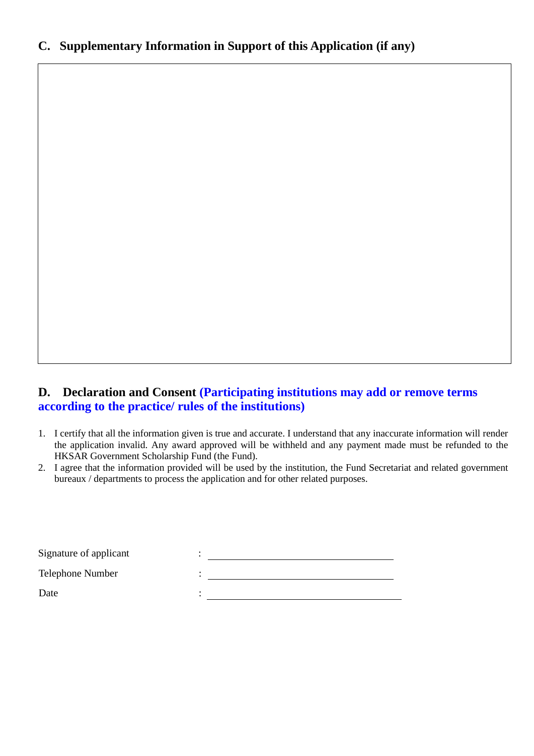## C. Supplementary Information in Support of this Application (if any)

## D. Declaration and Consent (Participating institutions may add or remove terms according to the practice/ rules of the institutions)

1. I certify that all the information given is true and accurate. I understand that any inaccurate information will render the application invalid. Any award approved will be withheld and any payment made must be refunded to the HKSAR Government Scholarship Fund (the Fund).
2. I agree that the information provided will be used by the institution, the Fund Secretariat and related government bureaux / departments to process the application and for other related purposes.

Signature of applicant : ______________________

Telephone Number : ______________________

Date : ______________________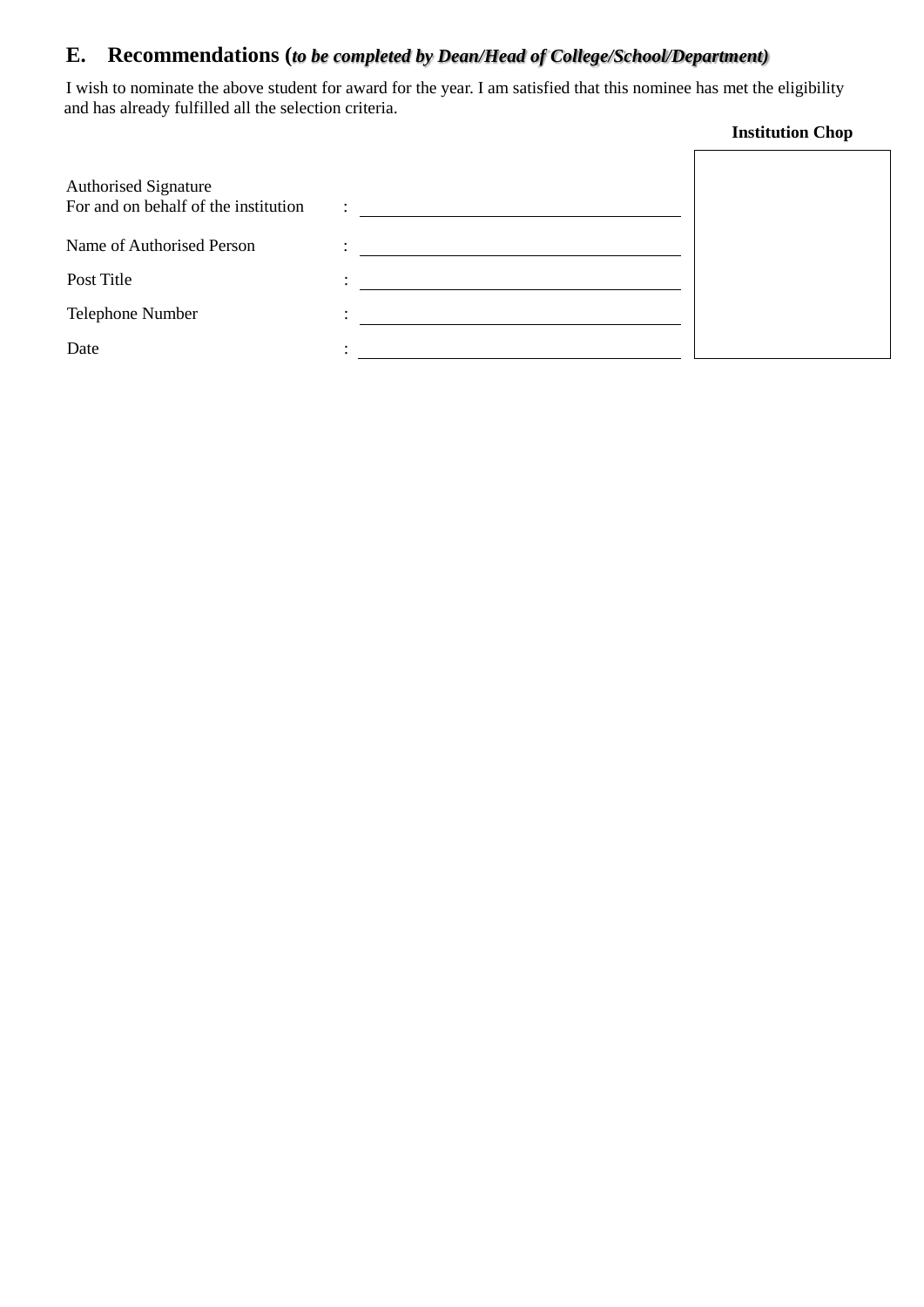## E. Recommendations (*to be completed by Dean/Head of College/School/Department)*

I wish to nominate the above student for award for the year. I am satisfied that this nominee has met the eligibility and has already fulfilled all the selection criteria.

**Institution Chop**

Authorised Signature
For and on behalf of the institution : ______________________________

Name of Authorised Person : ______________________________

Post Title : ______________________________

Telephone Number : ______________________________

Date : ______________________________